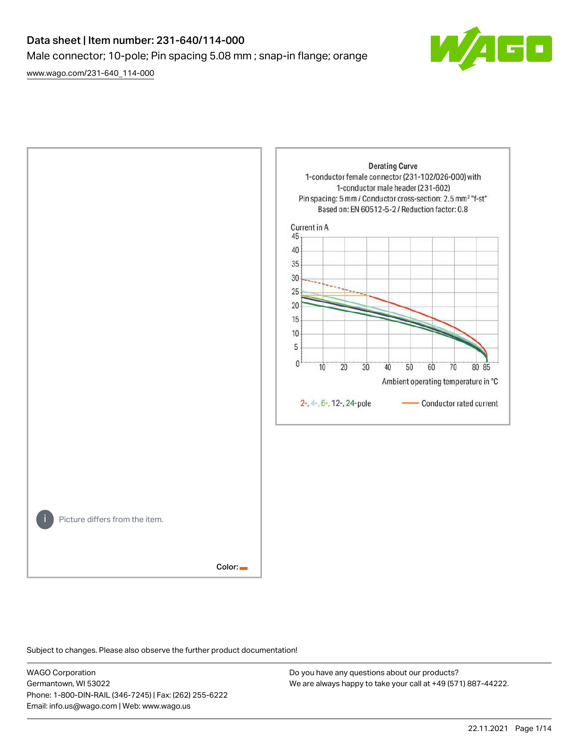# Data sheet | Item number: 231-640/114-000

Male connector; 10-pole; Pin spacing 5.08 mm ; snap-in flange; orange

[www.wago.com/231-640_114-000](www.wago.com/231-640_114-000)

Picture differs from the item.

Color:

Derating Curve
1-conductor female connector (231-102/026-000) with 1-conductor male header (231-602)
Pin spacing: 5 mm / Conductor cross-section: 2.5 mm² "f-st"
Based on: EN 60512-5-2 / Reduction factor: 0.8

Current in A

Ambient operating temperature in °C

2-, 4-, 6-, 12-, 24-pole

Conductor rated current

Subject to changes. Please also observe the further product documentation!

WAGO Corporation
Germantown, WI 53022
Phone: 1-800-DIN-RAIL (346-7245) | Fax: (262) 255-6222
Email: info.us@wago.com | Web: www.wago.us

Do you have any questions about our products?
We are always happy to take your call at +49 (571) 887-44222.

22.11.2021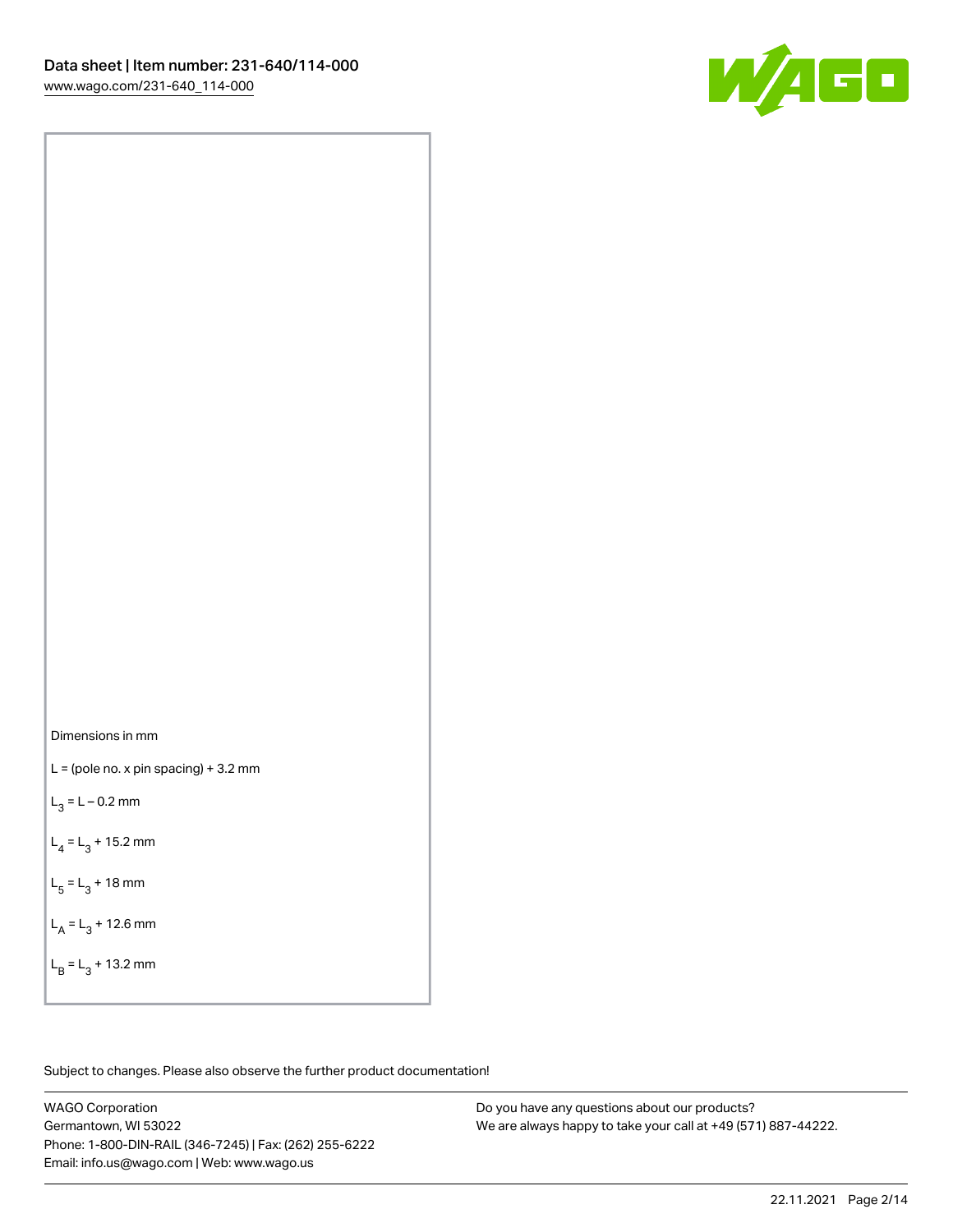Dimensions in mm

$L$ = (pole no. x pin spacing) + 3.2 mm

$L_3 = L - 0.2$ mm

$L_4 = L_3 + 15.2$ mm

$L_5 = L_3 + 18$ mm

$L_A = L_3 + 12.6$ mm

$L_B = L_3 + 13.2$ mm

Subject to changes. Please also observe the further product documentation!

WAGO Corporation
Germantown, WI 53022
Phone: 1-800-DIN-RAIL (346-7245) | Fax: (262) 255-6222
Email: info.us@wago.com | Web: www.wago.us

Do you have any questions about our products?
We are always happy to take your call at +49 (571) 887-44222.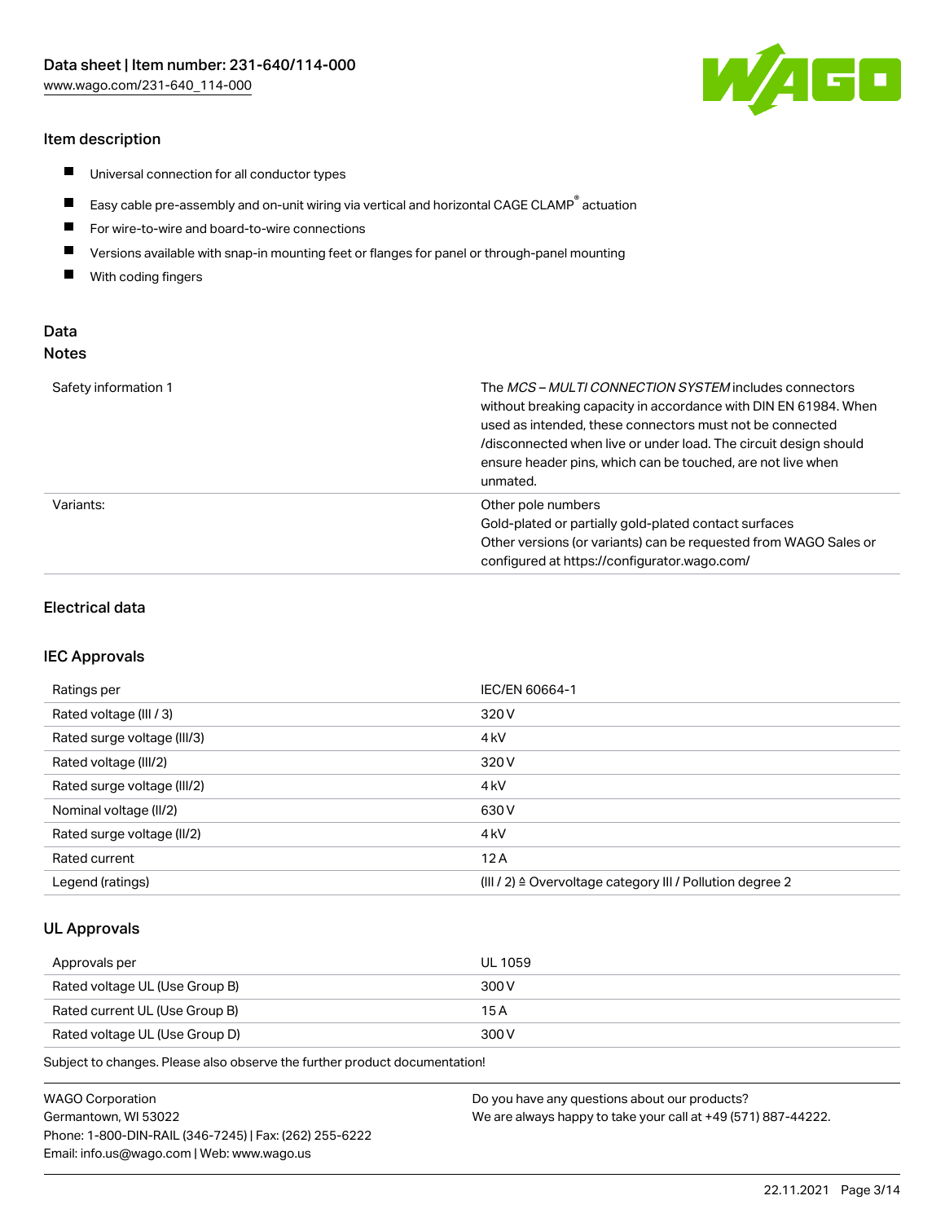## Item description

- Universal connection for all conductor types
- Easy cable pre-assembly and on-unit wiring via vertical and horizontal CAGE CLAMP® actuation
- For wire-to-wire and board-to-wire connections
- Versions available with snap-in mounting feet or flanges for panel or through-panel mounting
- With coding fingers

## Data

### Notes

| | |
|---|---|
| Safety information 1 | The *MCS – MULTI CONNECTION SYSTEM* includes connectors without breaking capacity in accordance with DIN EN 61984. When used as intended, these connectors must not be connected /disconnected when live or under load. The circuit design should ensure header pins, which can be touched, are not live when unmated. |
| Variants: | Other pole numbers<br>Gold-plated or partially gold-plated contact surfaces<br>Other versions (or variants) can be requested from WAGO Sales or configured at https://configurator.wago.com/ |

## Electrical data

### IEC Approvals

| | |
|---|---|
| Ratings per | IEC/EN 60664-1 |
| Rated voltage (III / 3) | 320 V |
| Rated surge voltage (III/3) | 4 kV |
| Rated voltage (III/2) | 320 V |
| Rated surge voltage (III/2) | 4 kV |
| Nominal voltage (II/2) | 630 V |
| Rated surge voltage (II/2) | 4 kV |
| Rated current | 12 A |
| Legend (ratings) | (III / 2) ≙ Overvoltage category III / Pollution degree 2 |

### UL Approvals

| | |
|---|---|
| Approvals per | UL 1059 |
| Rated voltage UL (Use Group B) | 300 V |
| Rated current UL (Use Group B) | 15 A |
| Rated voltage UL (Use Group D) | 300 V |

Subject to changes. Please also observe the further product documentation!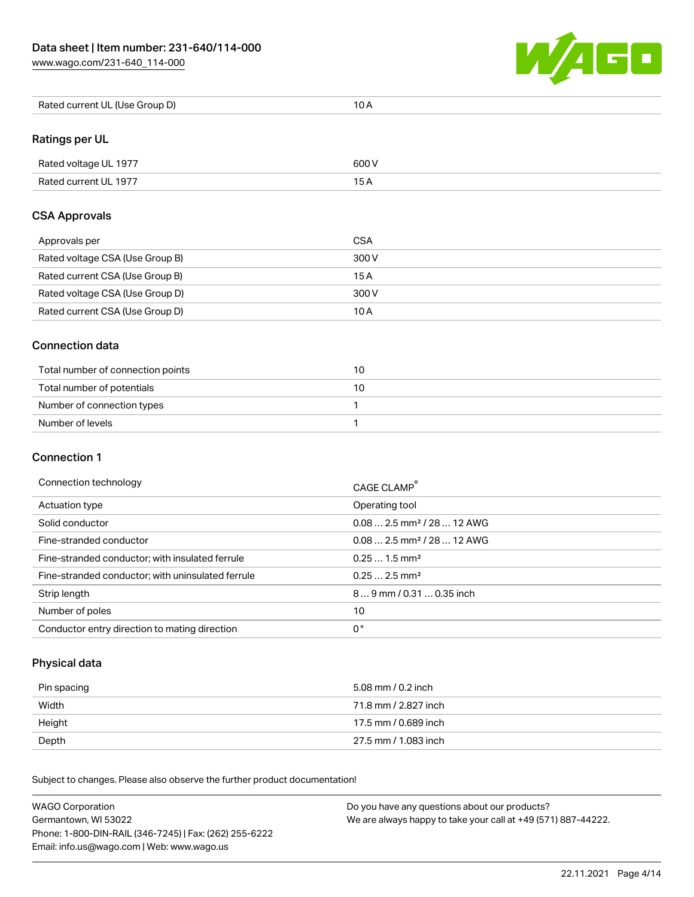| Rated current UL (Use Group D) | 10 A |
| --- | --- |

## Ratings per UL

| Rated voltage UL 1977 | 600 V |
| --- | --- |
| Rated current UL 1977 | 15 A |

## CSA Approvals

| Approvals per | CSA |
| --- | --- |
| Rated voltage CSA (Use Group B) | 300 V |
| Rated current CSA (Use Group B) | 15 A |
| Rated voltage CSA (Use Group D) | 300 V |
| Rated current CSA (Use Group D) | 10 A |

## Connection data

| Total number of connection points | 10 |
| --- | --- |
| Total number of potentials | 10 |
| Number of connection types | 1 |
| Number of levels | 1 |

## Connection 1

| Connection technology | CAGE CLAMP® |
| --- | --- |
| Actuation type | Operating tool |
| Solid conductor | 0.08 … 2.5 mm² / 28 … 12 AWG |
| Fine-stranded conductor | 0.08 … 2.5 mm² / 28 … 12 AWG |
| Fine-stranded conductor; with insulated ferrule | 0.25 … 1.5 mm² |
| Fine-stranded conductor; with uninsulated ferrule | 0.25 … 2.5 mm² |
| Strip length | 8 … 9 mm / 0.31 … 0.35 inch |
| Number of poles | 10 |
| Conductor entry direction to mating direction | 0 ° |

## Physical data

| Pin spacing | 5.08 mm / 0.2 inch |
| --- | --- |
| Width | 71.8 mm / 2.827 inch |
| Height | 17.5 mm / 0.689 inch |
| Depth | 27.5 mm / 1.083 inch |

Subject to changes. Please also observe the further product documentation!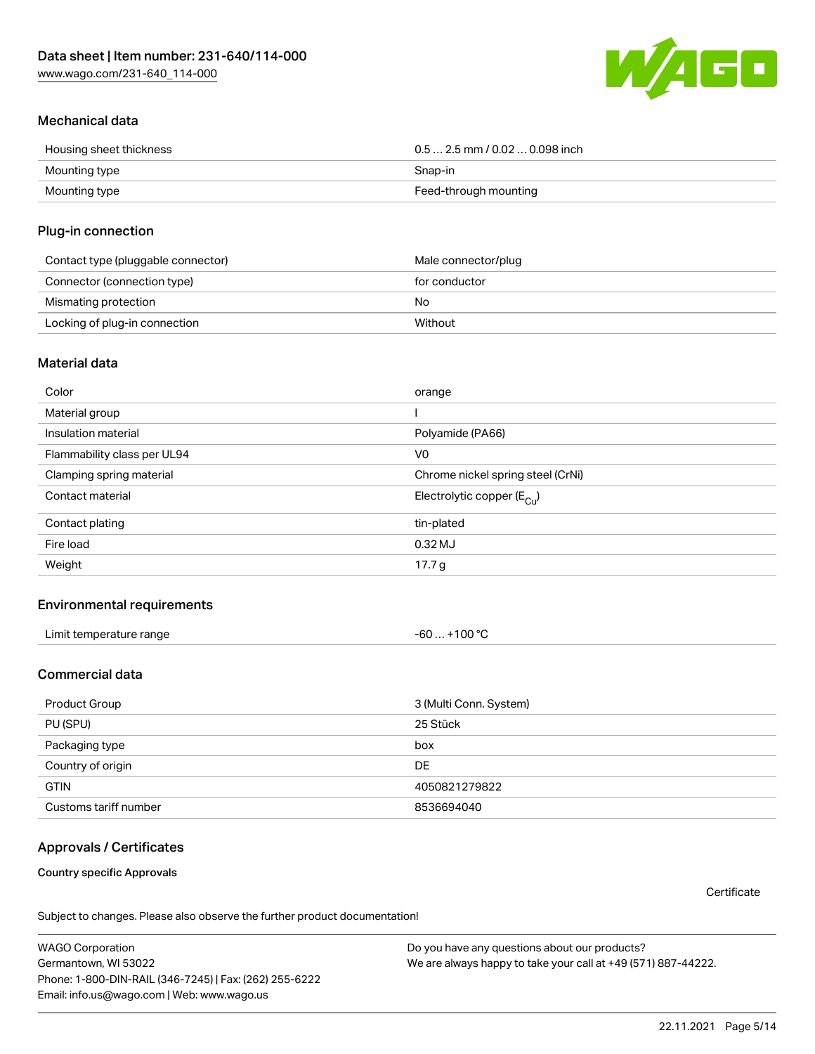## Mechanical data

| | |
|---|---|
| Housing sheet thickness | 0.5 … 2.5 mm / 0.02 … 0.098 inch |
| Mounting type | Snap-in |
| Mounting type | Feed-through mounting |

## Plug-in connection

| | |
|---|---|
| Contact type (pluggable connector) | Male connector/plug |
| Connector (connection type) | for conductor |
| Mismating protection | No |
| Locking of plug-in connection | Without |

## Material data

| | |
|---|---|
| Color | orange |
| Material group | I |
| Insulation material | Polyamide (PA66) |
| Flammability class per UL94 | V0 |
| Clamping spring material | Chrome nickel spring steel (CrNi) |
| Contact material | Electrolytic copper ($E_{Cu}$) |
| Contact plating | tin-plated |
| Fire load | 0.32 MJ |
| Weight | 17.7 g |

## Environmental requirements

| | |
|---|---|
| Limit temperature range | -60 … +100 °C |

## Commercial data

| | |
|---|---|
| Product Group | 3 (Multi Conn. System) |
| PU (SPU) | 25 Stück |
| Packaging type | box |
| Country of origin | DE |
| GTIN | 4050821279822 |
| Customs tariff number | 8536694040 |

## Approvals / Certificates

**Country specific Approvals**

Certificate

Subject to changes. Please also observe the further product documentation!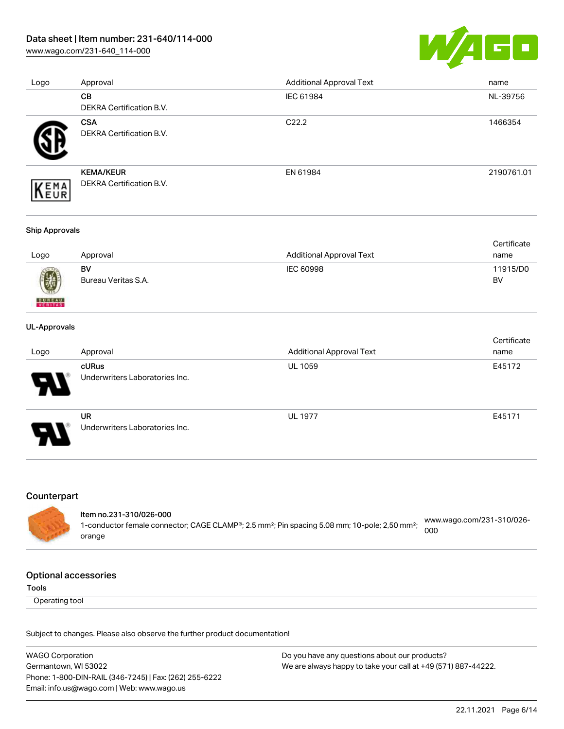| Logo | Approval | Additional Approval Text | name |
| --- | --- | --- | --- |
| | **CB**<br>DEKRA Certification B.V. | IEC 61984 | NL-39756 |
| | **CSA**<br>DEKRA Certification B.V. | C22.2 | 1466354 |
| | **KEMA/KEUR**<br>DEKRA Certification B.V. | EN 61984 | 2190761.01 |

**Ship Approvals**

| Logo | Approval | Additional Approval Text | Certificate name |
| --- | --- | --- | --- |
| | **BV**<br>Bureau Veritas S.A. | IEC 60998 | 11915/D0 BV |

**UL-Approvals**

| Logo | Approval | Additional Approval Text | Certificate name |
| --- | --- | --- | --- |
| | **cURus**<br>Underwriters Laboratories Inc. | UL 1059 | E45172 |
| | **UR**<br>Underwriters Laboratories Inc. | UL 1977 | E45171 |

## Counterpart

**Item no.231-310/026-000**
1-conductor female connector; CAGE CLAMP®; 2.5 mm²; Pin spacing 5.08 mm; 10-pole; 2,50 mm²; orange
www.wago.com/231-310/026-000

## Optional accessories

**Tools**

Operating tool

Subject to changes. Please also observe the further product documentation!

WAGO Corporation
Germantown, WI 53022
Phone: 1-800-DIN-RAIL (346-7245) | Fax: (262) 255-6222
Email: info.us@wago.com | Web: www.wago.us

Do you have any questions about our products?
We are always happy to take your call at +49 (571) 887-44222.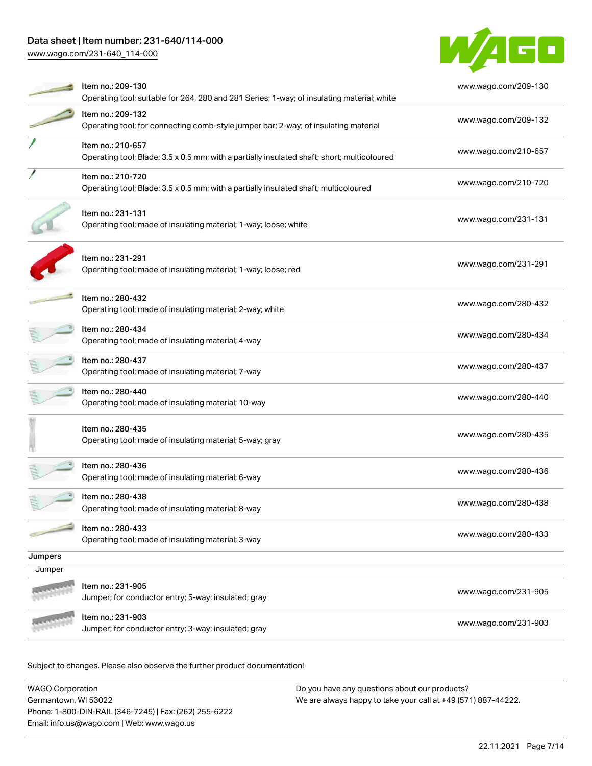| Item | Link |
| --- | --- |
| Item no.: 209-130<br>Operating tool; suitable for 264, 280 and 281 Series; 1-way; of insulating material; white | www.wago.com/209-130 |
| Item no.: 209-132<br>Operating tool; for connecting comb-style jumper bar; 2-way; of insulating material | www.wago.com/209-132 |
| Item no.: 210-657<br>Operating tool; Blade: 3.5 x 0.5 mm; with a partially insulated shaft; short; multicoloured | www.wago.com/210-657 |
| Item no.: 210-720<br>Operating tool; Blade: 3.5 x 0.5 mm; with a partially insulated shaft; multicoloured | www.wago.com/210-720 |
| Item no.: 231-131<br>Operating tool; made of insulating material; 1-way; loose; white | www.wago.com/231-131 |
| Item no.: 231-291<br>Operating tool; made of insulating material; 1-way; loose; red | www.wago.com/231-291 |
| Item no.: 280-432<br>Operating tool; made of insulating material; 2-way; white | www.wago.com/280-432 |
| Item no.: 280-434<br>Operating tool; made of insulating material; 4-way | www.wago.com/280-434 |
| Item no.: 280-437<br>Operating tool; made of insulating material; 7-way | www.wago.com/280-437 |
| Item no.: 280-440<br>Operating tool; made of insulating material; 10-way | www.wago.com/280-440 |
| Item no.: 280-435<br>Operating tool; made of insulating material; 5-way; gray | www.wago.com/280-435 |
| Item no.: 280-436<br>Operating tool; made of insulating material; 6-way | www.wago.com/280-436 |
| Item no.: 280-438<br>Operating tool; made of insulating material; 8-way | www.wago.com/280-438 |
| Item no.: 280-433<br>Operating tool; made of insulating material; 3-way | www.wago.com/280-433 |

## Jumpers

Jumper

| Item | Link |
| --- | --- |
| Item no.: 231-905<br>Jumper; for conductor entry; 5-way; insulated; gray | www.wago.com/231-905 |
| Item no.: 231-903<br>Jumper; for conductor entry; 3-way; insulated; gray | www.wago.com/231-903 |

Subject to changes. Please also observe the further product documentation!

WAGO Corporation
Germantown, WI 53022
Phone: 1-800-DIN-RAIL (346-7245) | Fax: (262) 255-6222
Email: info.us@wago.com | Web: www.wago.us

Do you have any questions about our products?
We are always happy to take your call at +49 (571) 887-44222.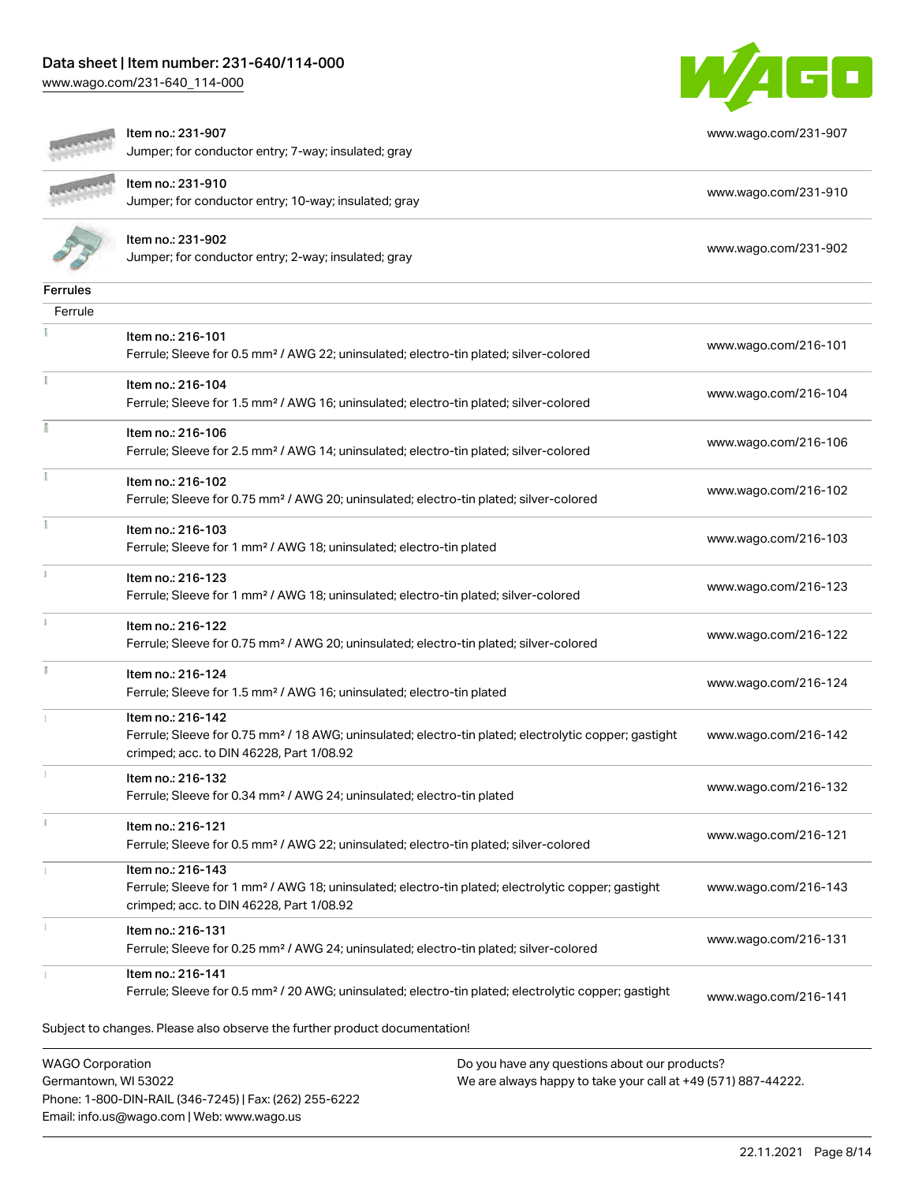| | | |
|---|---|---|
| | Item no.: 231-907<br>Jumper; for conductor entry; 7-way; insulated; gray | www.wago.com/231-907 |
| | Item no.: 231-910<br>Jumper; for conductor entry; 10-way; insulated; gray | www.wago.com/231-910 |
| | Item no.: 231-902<br>Jumper; for conductor entry; 2-way; insulated; gray | www.wago.com/231-902 |

**Ferrules**

Ferrule

| | | |
|---|---|---|
| | Item no.: 216-101<br>Ferrule; Sleeve for 0.5 mm² / AWG 22; uninsulated; electro-tin plated; silver-colored | www.wago.com/216-101 |
| | Item no.: 216-104<br>Ferrule; Sleeve for 1.5 mm² / AWG 16; uninsulated; electro-tin plated; silver-colored | www.wago.com/216-104 |
| | Item no.: 216-106<br>Ferrule; Sleeve for 2.5 mm² / AWG 14; uninsulated; electro-tin plated; silver-colored | www.wago.com/216-106 |
| | Item no.: 216-102<br>Ferrule; Sleeve for 0.75 mm² / AWG 20; uninsulated; electro-tin plated; silver-colored | www.wago.com/216-102 |
| | Item no.: 216-103<br>Ferrule; Sleeve for 1 mm² / AWG 18; uninsulated; electro-tin plated | www.wago.com/216-103 |
| | Item no.: 216-123<br>Ferrule; Sleeve for 1 mm² / AWG 18; uninsulated; electro-tin plated; silver-colored | www.wago.com/216-123 |
| | Item no.: 216-122<br>Ferrule; Sleeve for 0.75 mm² / AWG 20; uninsulated; electro-tin plated; silver-colored | www.wago.com/216-122 |
| | Item no.: 216-124<br>Ferrule; Sleeve for 1.5 mm² / AWG 16; uninsulated; electro-tin plated | www.wago.com/216-124 |
| | Item no.: 216-142<br>Ferrule; Sleeve for 0.75 mm² / 18 AWG; uninsulated; electro-tin plated; electrolytic copper; gastight crimped; acc. to DIN 46228, Part 1/08.92 | www.wago.com/216-142 |
| | Item no.: 216-132<br>Ferrule; Sleeve for 0.34 mm² / AWG 24; uninsulated; electro-tin plated | www.wago.com/216-132 |
| | Item no.: 216-121<br>Ferrule; Sleeve for 0.5 mm² / AWG 22; uninsulated; electro-tin plated; silver-colored | www.wago.com/216-121 |
| | Item no.: 216-143<br>Ferrule; Sleeve for 1 mm² / AWG 18; uninsulated; electro-tin plated; electrolytic copper; gastight crimped; acc. to DIN 46228, Part 1/08.92 | www.wago.com/216-143 |
| | Item no.: 216-131<br>Ferrule; Sleeve for 0.25 mm² / AWG 24; uninsulated; electro-tin plated; silver-colored | www.wago.com/216-131 |
| | Item no.: 216-141<br>Ferrule; Sleeve for 0.5 mm² / 20 AWG; uninsulated; electro-tin plated; electrolytic copper; gastight | www.wago.com/216-141 |

Subject to changes. Please also observe the further product documentation!

WAGO Corporation
Germantown, WI 53022
Phone: 1-800-DIN-RAIL (346-7245) | Fax: (262) 255-6222
Email: info.us@wago.com | Web: www.wago.us

Do you have any questions about our products?
We are always happy to take your call at +49 (571) 887-44222.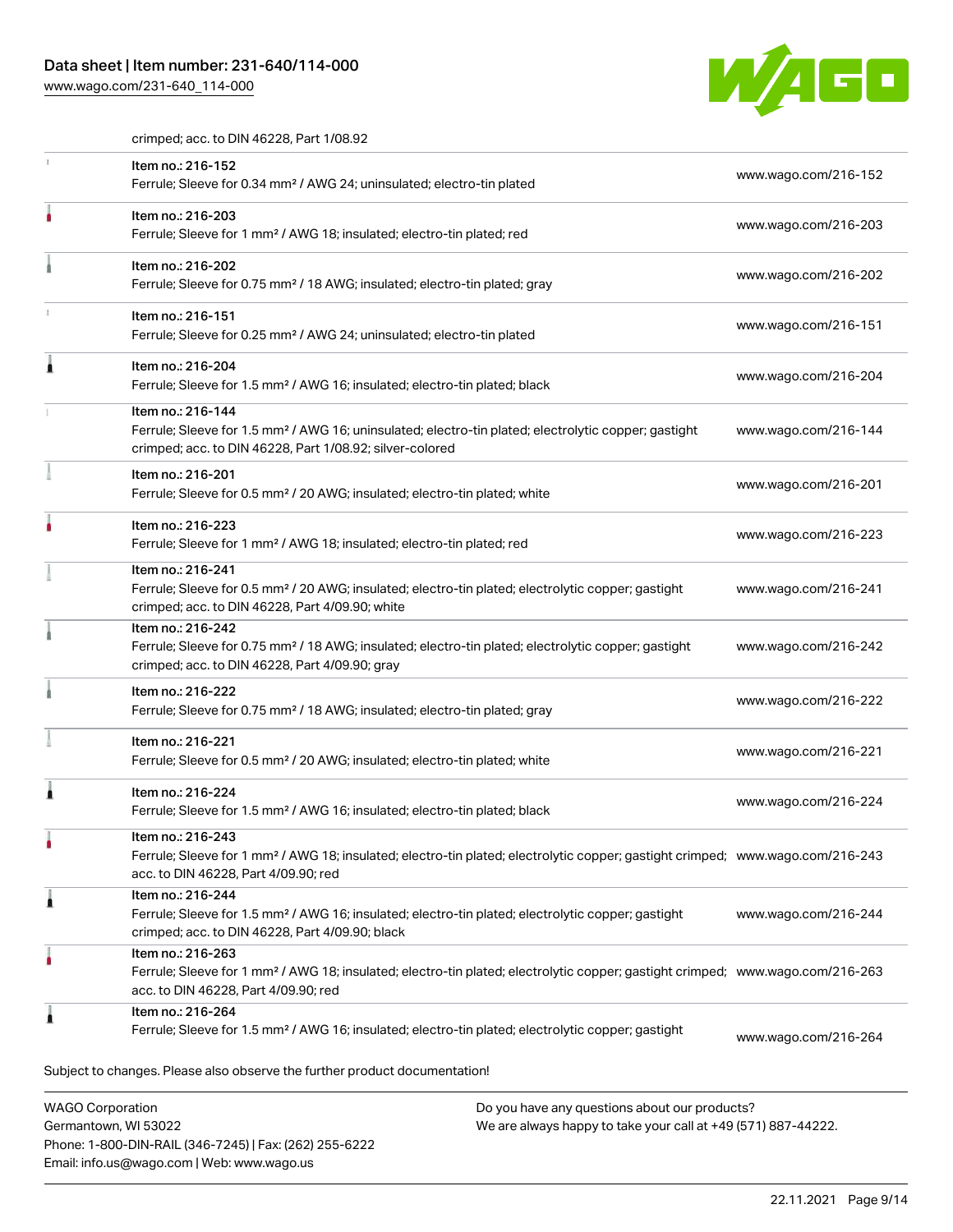crimped; acc. to DIN 46228, Part 1/08.92

| | | |
|---|---|---|
| | Item no.: 216-152<br>Ferrule; Sleeve for 0.34 mm² / AWG 24; uninsulated; electro-tin plated | www.wago.com/216-152 |
| | Item no.: 216-203<br>Ferrule; Sleeve for 1 mm² / AWG 18; insulated; electro-tin plated; red | www.wago.com/216-203 |
| | Item no.: 216-202<br>Ferrule; Sleeve for 0.75 mm² / 18 AWG; insulated; electro-tin plated; gray | www.wago.com/216-202 |
| | Item no.: 216-151<br>Ferrule; Sleeve for 0.25 mm² / AWG 24; uninsulated; electro-tin plated | www.wago.com/216-151 |
| | Item no.: 216-204<br>Ferrule; Sleeve for 1.5 mm² / AWG 16; insulated; electro-tin plated; black | www.wago.com/216-204 |
| | Item no.: 216-144<br>Ferrule; Sleeve for 1.5 mm² / AWG 16; uninsulated; electro-tin plated; electrolytic copper; gastight crimped; acc. to DIN 46228, Part 1/08.92; silver-colored | www.wago.com/216-144 |
| | Item no.: 216-201<br>Ferrule; Sleeve for 0.5 mm² / 20 AWG; insulated; electro-tin plated; white | www.wago.com/216-201 |
| | Item no.: 216-223<br>Ferrule; Sleeve for 1 mm² / AWG 18; insulated; electro-tin plated; red | www.wago.com/216-223 |
| | Item no.: 216-241<br>Ferrule; Sleeve for 0.5 mm² / 20 AWG; insulated; electro-tin plated; electrolytic copper; gastight crimped; acc. to DIN 46228, Part 4/09.90; white | www.wago.com/216-241 |
| | Item no.: 216-242<br>Ferrule; Sleeve for 0.75 mm² / 18 AWG; insulated; electro-tin plated; electrolytic copper; gastight crimped; acc. to DIN 46228, Part 4/09.90; gray | www.wago.com/216-242 |
| | Item no.: 216-222<br>Ferrule; Sleeve for 0.75 mm² / 18 AWG; insulated; electro-tin plated; gray | www.wago.com/216-222 |
| | Item no.: 216-221<br>Ferrule; Sleeve for 0.5 mm² / 20 AWG; insulated; electro-tin plated; white | www.wago.com/216-221 |
| | Item no.: 216-224<br>Ferrule; Sleeve for 1.5 mm² / AWG 16; insulated; electro-tin plated; black | www.wago.com/216-224 |
| | Item no.: 216-243<br>Ferrule; Sleeve for 1 mm² / AWG 18; insulated; electro-tin plated; electrolytic copper; gastight crimped; acc. to DIN 46228, Part 4/09.90; red | www.wago.com/216-243 |
| | Item no.: 216-244<br>Ferrule; Sleeve for 1.5 mm² / AWG 16; insulated; electro-tin plated; electrolytic copper; gastight crimped; acc. to DIN 46228, Part 4/09.90; black | www.wago.com/216-244 |
| | Item no.: 216-263<br>Ferrule; Sleeve for 1 mm² / AWG 18; insulated; electro-tin plated; electrolytic copper; gastight crimped; acc. to DIN 46228, Part 4/09.90; red | www.wago.com/216-263 |
| | Item no.: 216-264<br>Ferrule; Sleeve for 1.5 mm² / AWG 16; insulated; electro-tin plated; electrolytic copper; gastight | www.wago.com/216-264 |

Subject to changes. Please also observe the further product documentation!

WAGO Corporation
Germantown, WI 53022
Phone: 1-800-DIN-RAIL (346-7245) | Fax: (262) 255-6222
Email: info.us@wago.com | Web: www.wago.us

Do you have any questions about our products?
We are always happy to take your call at +49 (571) 887-44222.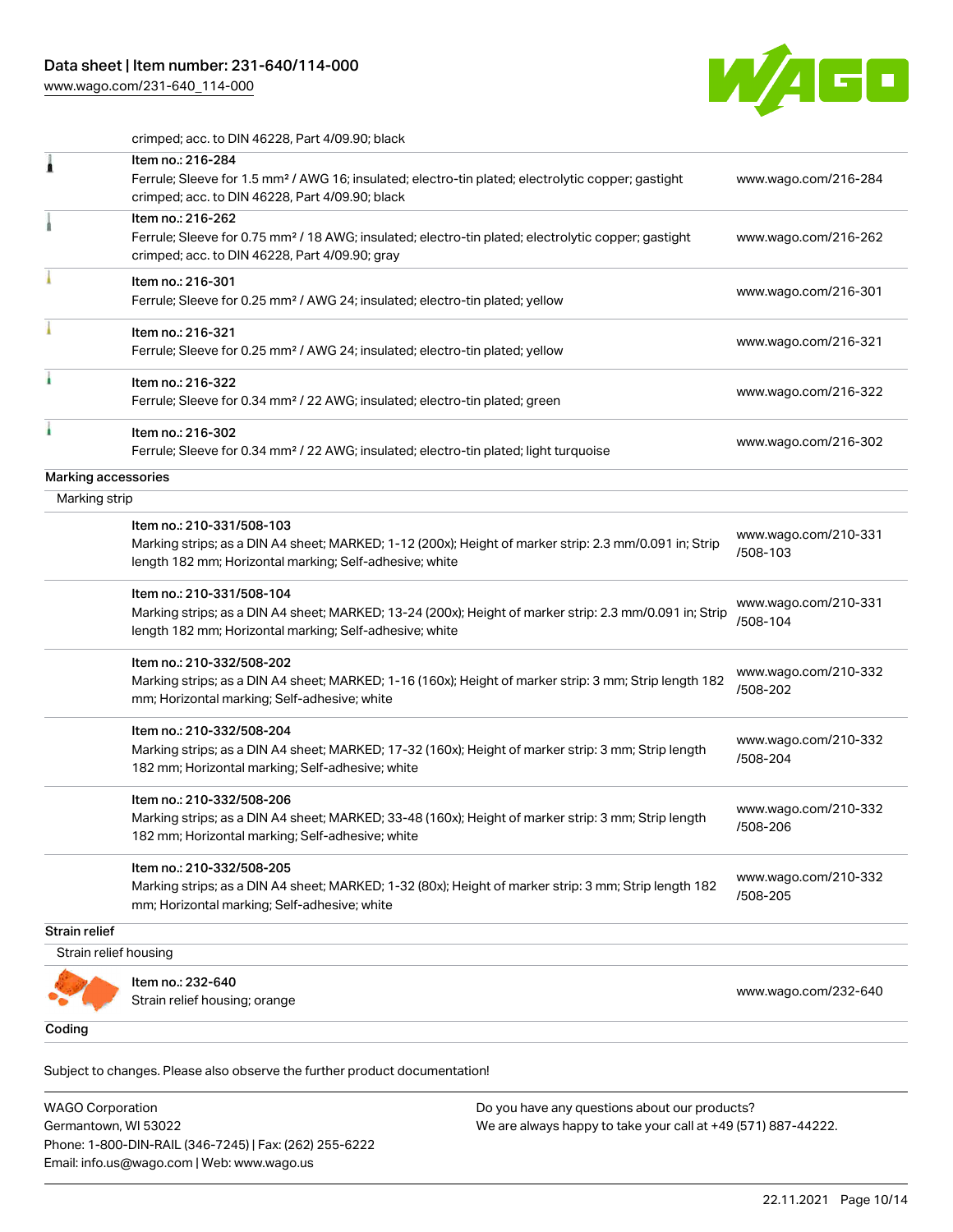crimped; acc. to DIN 46228, Part 4/09.90; black

| | | |
|---|---|---|
| | Item no.: 216-284<br>Ferrule; Sleeve for 1.5 mm² / AWG 16; insulated; electro-tin plated; electrolytic copper; gastight crimped; acc. to DIN 46228, Part 4/09.90; black | www.wago.com/216-284 |
| | Item no.: 216-262<br>Ferrule; Sleeve for 0.75 mm² / 18 AWG; insulated; electro-tin plated; electrolytic copper; gastight crimped; acc. to DIN 46228, Part 4/09.90; gray | www.wago.com/216-262 |
| | Item no.: 216-301<br>Ferrule; Sleeve for 0.25 mm² / AWG 24; insulated; electro-tin plated; yellow | www.wago.com/216-301 |
| | Item no.: 216-321<br>Ferrule; Sleeve for 0.25 mm² / AWG 24; insulated; electro-tin plated; yellow | www.wago.com/216-321 |
| | Item no.: 216-322<br>Ferrule; Sleeve for 0.34 mm² / 22 AWG; insulated; electro-tin plated; green | www.wago.com/216-322 |
| | Item no.: 216-302<br>Ferrule; Sleeve for 0.34 mm² / 22 AWG; insulated; electro-tin plated; light turquoise | www.wago.com/216-302 |

**Marking accessories**

Marking strip

| | | |
|---|---|---|
| | Item no.: 210-331/508-103<br>Marking strips; as a DIN A4 sheet; MARKED; 1-12 (200x); Height of marker strip: 2.3 mm/0.091 in; Strip length 182 mm; Horizontal marking; Self-adhesive; white | www.wago.com/210-331/508-103 |
| | Item no.: 210-331/508-104<br>Marking strips; as a DIN A4 sheet; MARKED; 13-24 (200x); Height of marker strip: 2.3 mm/0.091 in; Strip length 182 mm; Horizontal marking; Self-adhesive; white | www.wago.com/210-331/508-104 |
| | Item no.: 210-332/508-202<br>Marking strips; as a DIN A4 sheet; MARKED; 1-16 (160x); Height of marker strip: 3 mm; Strip length 182 mm; Horizontal marking; Self-adhesive; white | www.wago.com/210-332/508-202 |
| | Item no.: 210-332/508-204<br>Marking strips; as a DIN A4 sheet; MARKED; 17-32 (160x); Height of marker strip: 3 mm; Strip length 182 mm; Horizontal marking; Self-adhesive; white | www.wago.com/210-332/508-204 |
| | Item no.: 210-332/508-206<br>Marking strips; as a DIN A4 sheet; MARKED; 33-48 (160x); Height of marker strip: 3 mm; Strip length 182 mm; Horizontal marking; Self-adhesive; white | www.wago.com/210-332/508-206 |
| | Item no.: 210-332/508-205<br>Marking strips; as a DIN A4 sheet; MARKED; 1-32 (80x); Height of marker strip: 3 mm; Strip length 182 mm; Horizontal marking; Self-adhesive; white | www.wago.com/210-332/508-205 |

**Strain relief**

Strain relief housing

| | | |
|---|---|---|
| | Item no.: 232-640<br>Strain relief housing; orange | www.wago.com/232-640 |

**Coding**

Subject to changes. Please also observe the further product documentation!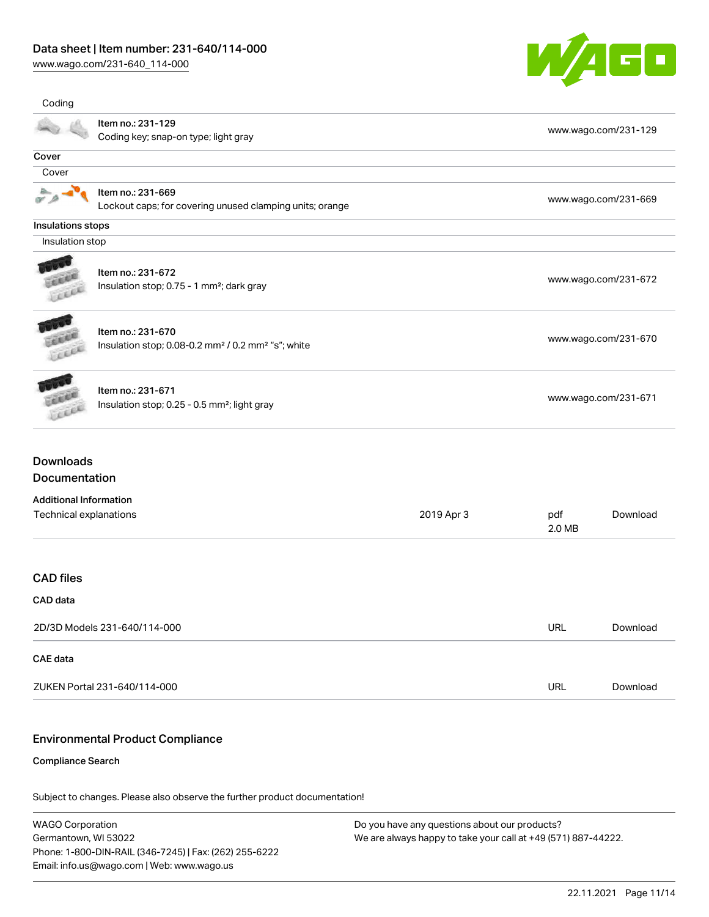Coding

| Item no.: 231-129<br>Coding key; snap-on type; light gray | www.wago.com/231-129 |
|---|---|

**Cover**

Cover

| Item no.: 231-669<br>Lockout caps; for covering unused clamping units; orange | www.wago.com/231-669 |
|---|---|

**Insulations stops**

Insulation stop

| Item | Link |
|---|---|
| Item no.: 231-672<br>Insulation stop; 0.75 - 1 mm²; dark gray | www.wago.com/231-672 |
| Item no.: 231-670<br>Insulation stop; 0.08-0.2 mm² / 0.2 mm² "s"; white | www.wago.com/231-670 |
| Item no.: 231-671<br>Insulation stop; 0.25 - 0.5 mm²; light gray | www.wago.com/231-671 |

## Downloads

### Documentation

**Additional Information**

| Document | Date | Format | |
|---|---|---|---|
| Technical explanations | 2019 Apr 3 | pdf<br>2.0 MB | Download |

### CAD files

**CAD data**

| | | |
|---|---|---|
| 2D/3D Models 231-640/114-000 | URL | Download |

**CAE data**

| | | |
|---|---|---|
| ZUKEN Portal 231-640/114-000 | URL | Download |

## Environmental Product Compliance

**Compliance Search**

Subject to changes. Please also observe the further product documentation!

WAGO Corporation
Germantown, WI 53022
Phone: 1-800-DIN-RAIL (346-7245) | Fax: (262) 255-6222
Email: info.us@wago.com | Web: www.wago.us

Do you have any questions about our products?
We are always happy to take your call at +49 (571) 887-44222.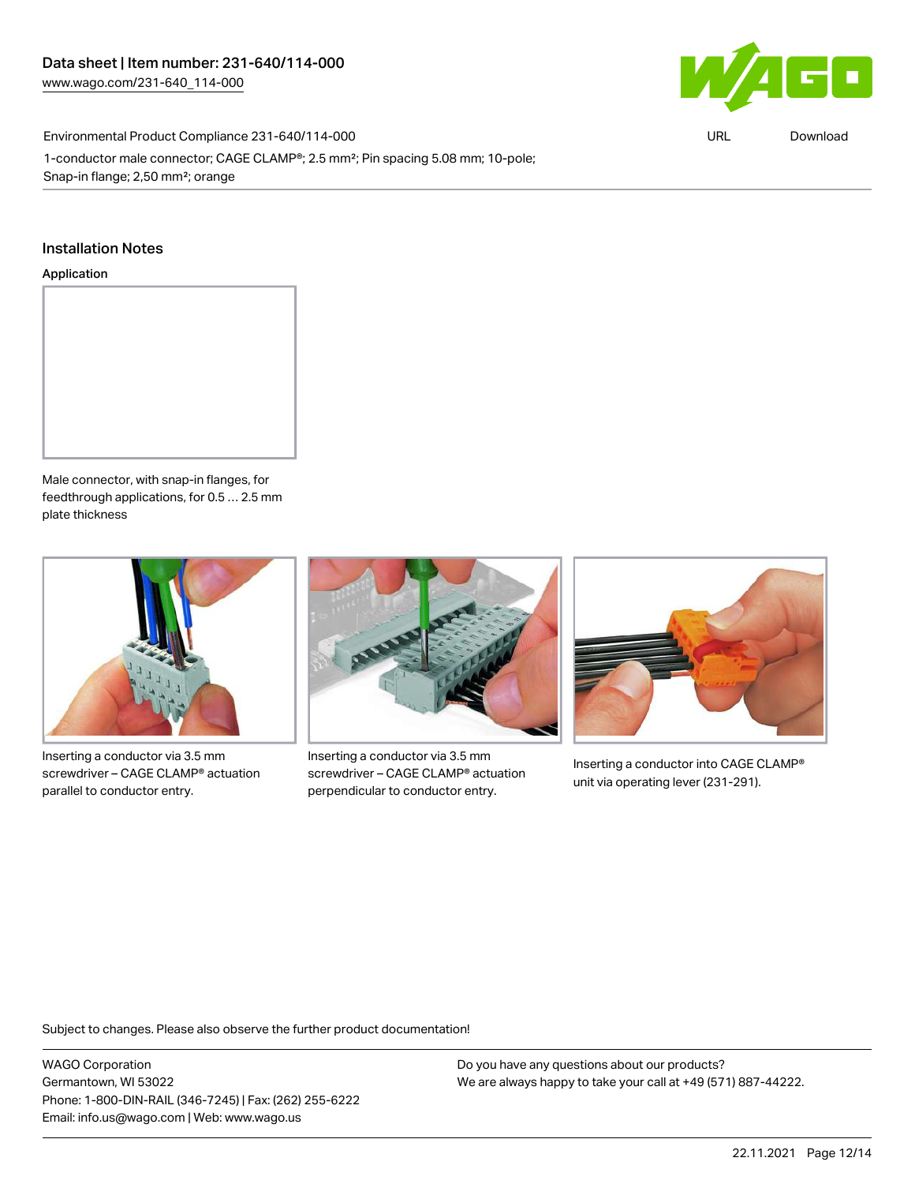Environmental Product Compliance 231-640/114-000

1-conductor male connector; CAGE CLAMP®; 2.5 mm²; Pin spacing 5.08 mm; 10-pole; Snap-in flange; 2,50 mm²; orange

## Installation Notes

### Application

Male connector, with snap-in flanges, for feedthrough applications, for 0.5 … 2.5 mm plate thickness

Inserting a conductor via 3.5 mm screwdriver – CAGE CLAMP® actuation parallel to conductor entry.

Inserting a conductor via 3.5 mm screwdriver – CAGE CLAMP® actuation perpendicular to conductor entry.

Inserting a conductor into CAGE CLAMP® unit via operating lever (231-291).

Subject to changes. Please also observe the further product documentation!

WAGO Corporation
Germantown, WI 53022
Phone: 1-800-DIN-RAIL (346-7245) | Fax: (262) 255-6222
Email: info.us@wago.com | Web: www.wago.us

Do you have any questions about our products?
We are always happy to take your call at +49 (571) 887-44222.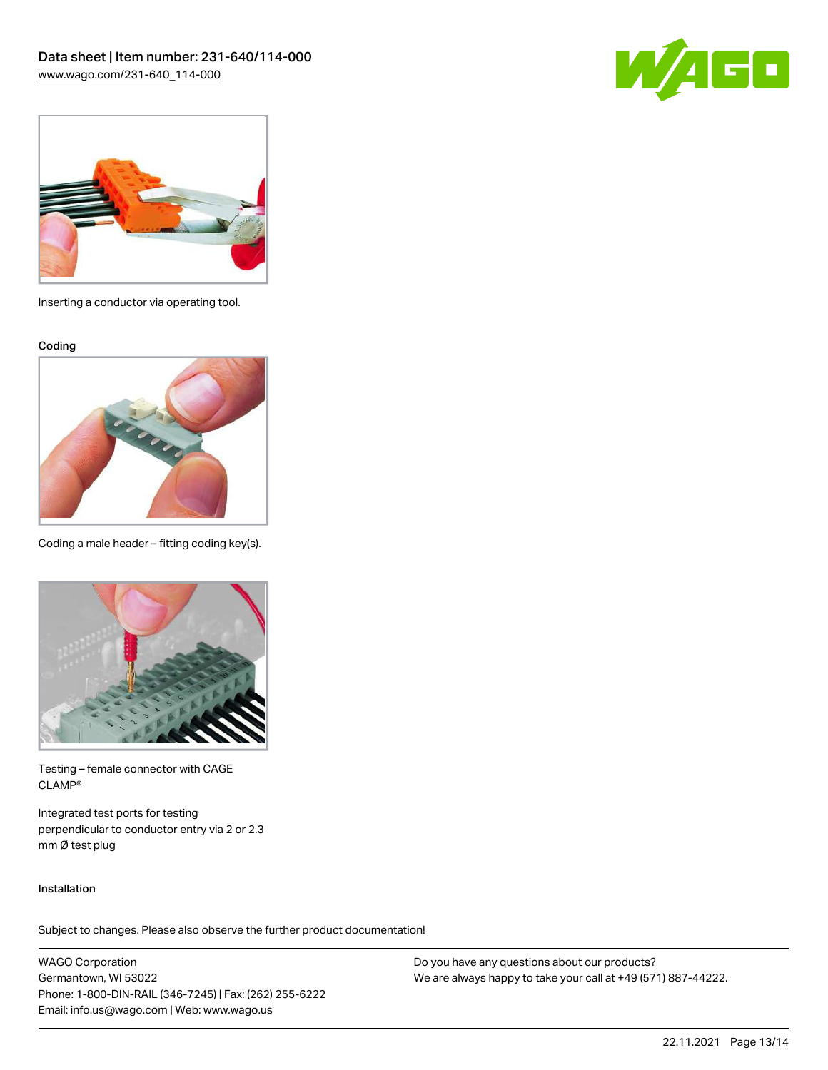Inserting a conductor via operating tool.

### Coding

Coding a male header – fitting coding key(s).

Testing – female connector with CAGE CLAMP®

Integrated test ports for testing perpendicular to conductor entry via 2 or 2.3 mm Ø test plug

### Installation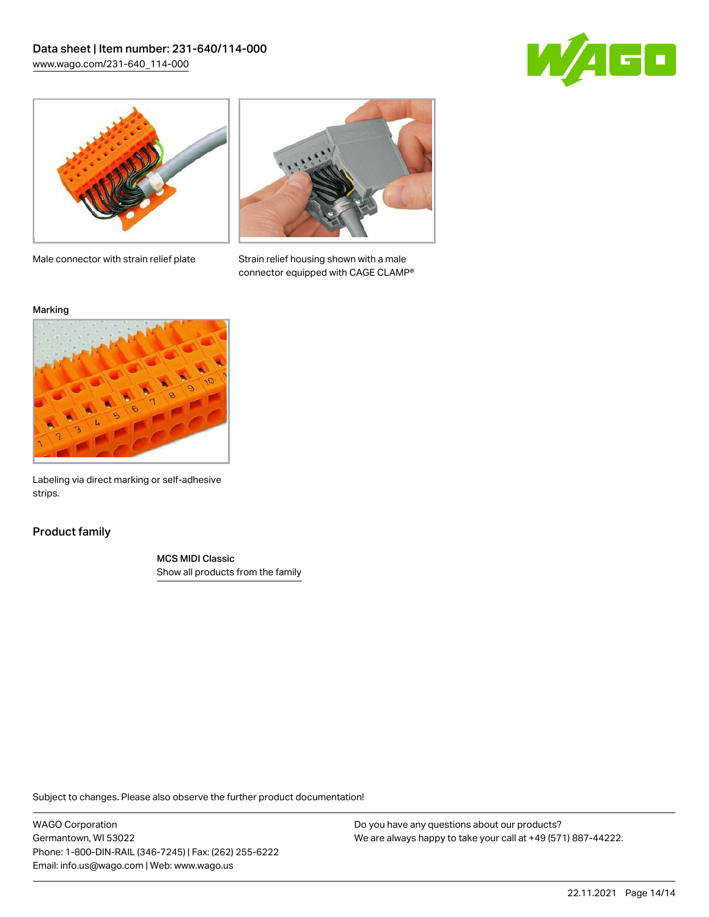Male connector with strain relief plate

Strain relief housing shown with a male connector equipped with CAGE CLAMP®

Marking

Labeling via direct marking or self-adhesive strips.

## Product family

MCS MIDI Classic
Show all products from the family

Subject to changes. Please also observe the further product documentation!

WAGO Corporation
Germantown, WI 53022
Phone: 1-800-DIN-RAIL (346-7245) | Fax: (262) 255-6222
Email: info.us@wago.com | Web: www.wago.us

Do you have any questions about our products?
We are always happy to take your call at +49 (571) 887-44222.